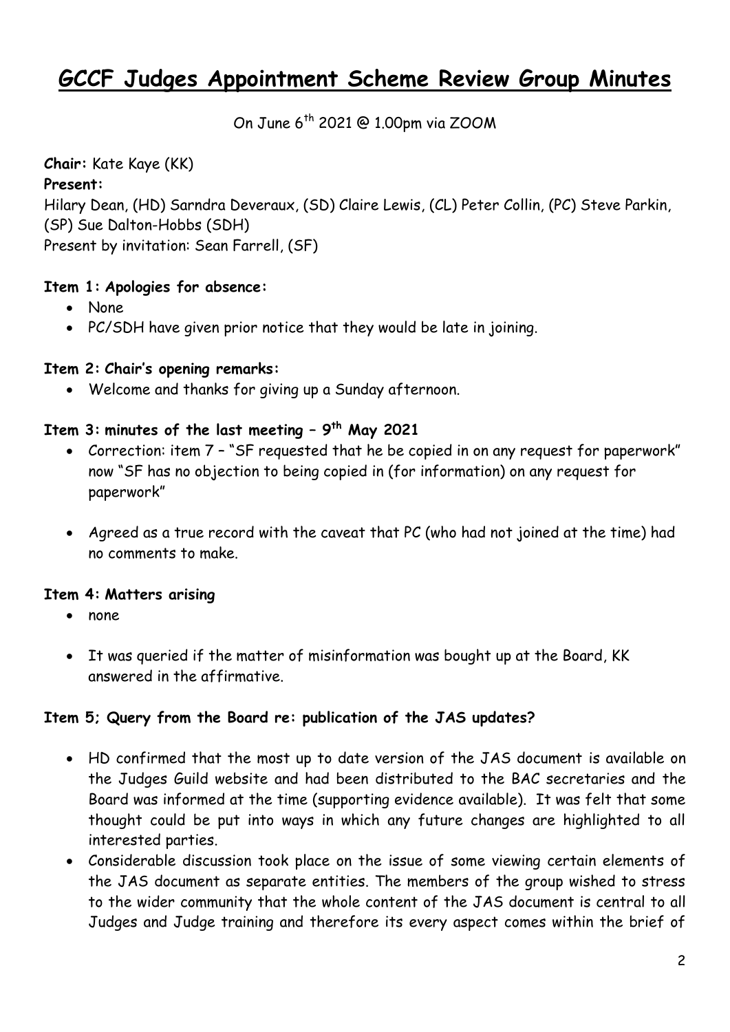# GCCF Judges Appointment Scheme Review Group Minutes

On June 6th 2021 @ 1.00pm via ZOOM

**Chair:** Kate Kaye (KK)

**Present:**

Hilary Dean, (HD) Sarndra Deveraux, (SD) Claire Lewis, (CL) Peter Collin, (PC) Steve Parkin, (SP) Sue Dalton-Hobbs (SDH)

Present by invitation: Sean Farrell, (SF)

**Item 1: Apologies for absence:**

- None
- PC/SDH have given prior notice that they would be late in joining.

**Item 2: Chair's opening remarks:**

- Welcome and thanks for giving up a Sunday afternoon.

**Item 3: minutes of the last meeting – 9th May 2021**

- Correction: item 7 – "SF requested that he be copied in on any request for paperwork" now "SF has no objection to being copied in (for information) on any request for paperwork"
- Agreed as a true record with the caveat that PC (who had not joined at the time) had no comments to make.

**Item 4: Matters arising**

- none
- It was queried if the matter of misinformation was bought up at the Board, KK answered in the affirmative.

**Item 5; Query from the Board re: publication of the JAS updates?**

- HD confirmed that the most up to date version of the JAS document is available on the Judges Guild website and had been distributed to the BAC secretaries and the Board was informed at the time (supporting evidence available). It was felt that some thought could be put into ways in which any future changes are highlighted to all interested parties.
- Considerable discussion took place on the issue of some viewing certain elements of the JAS document as separate entities. The members of the group wished to stress to the wider community that the whole content of the JAS document is central to all Judges and Judge training and therefore its every aspect comes within the brief of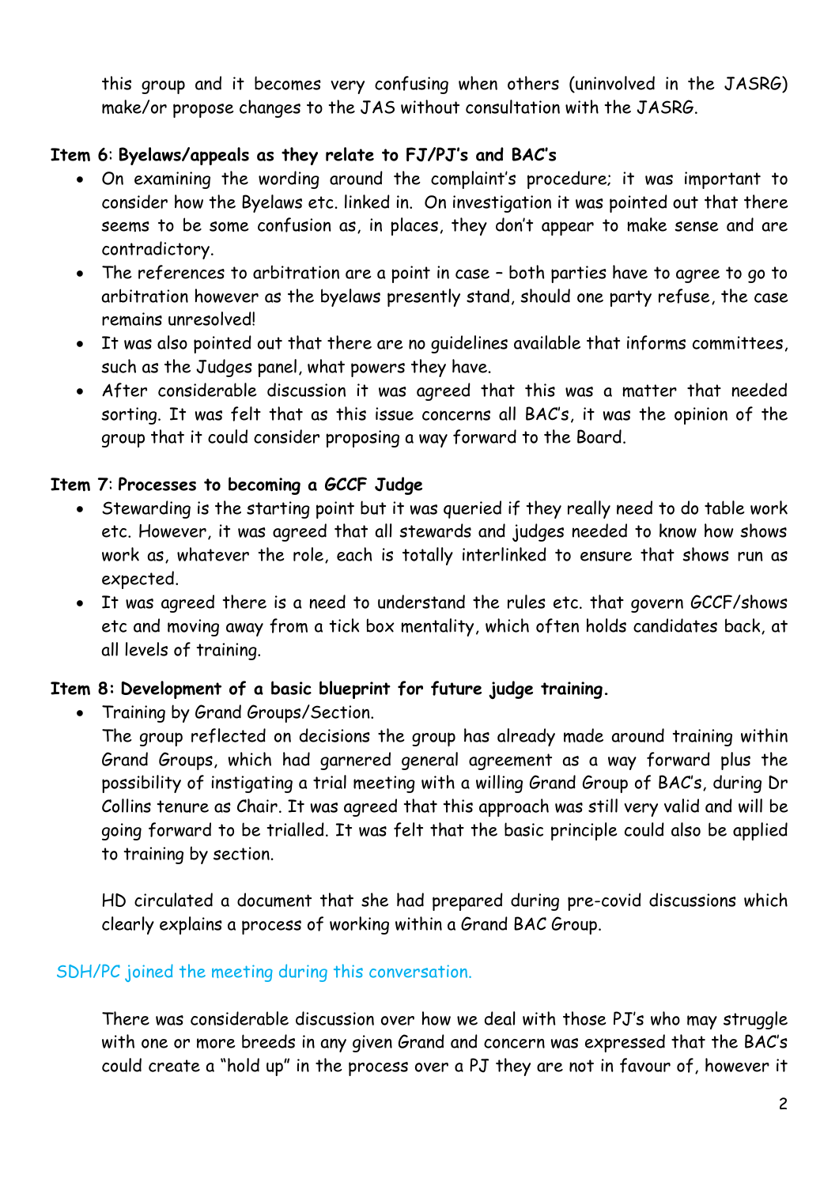this group and it becomes very confusing when others (uninvolved in the JASRG) make/or propose changes to the JAS without consultation with the JASRG.

**Item 6**: **Byelaws/appeals as they relate to FJ/PJ's and BAC's**

- On examining the wording around the complaint's procedure; it was important to consider how the Byelaws etc. linked in. On investigation it was pointed out that there seems to be some confusion as, in places, they don't appear to make sense and are contradictory.
- The references to arbitration are a point in case – both parties have to agree to go to arbitration however as the byelaws presently stand, should one party refuse, the case remains unresolved!
- It was also pointed out that there are no guidelines available that informs committees, such as the Judges panel, what powers they have.
- After considerable discussion it was agreed that this was a matter that needed sorting. It was felt that as this issue concerns all BAC's, it was the opinion of the group that it could consider proposing a way forward to the Board.

**Item 7**: **Processes to becoming a GCCF Judge**

- Stewarding is the starting point but it was queried if they really need to do table work etc. However, it was agreed that all stewards and judges needed to know how shows work as, whatever the role, each is totally interlinked to ensure that shows run as expected.
- It was agreed there is a need to understand the rules etc. that govern GCCF/shows etc and moving away from a tick box mentality, which often holds candidates back, at all levels of training.

**Item 8: Development of a basic blueprint for future judge training.**

- Training by Grand Groups/Section.

  The group reflected on decisions the group has already made around training within Grand Groups, which had garnered general agreement as a way forward plus the possibility of instigating a trial meeting with a willing Grand Group of BAC's, during Dr Collins tenure as Chair. It was agreed that this approach was still very valid and will be going forward to be trialled. It was felt that the basic principle could also be applied to training by section.

  HD circulated a document that she had prepared during pre-covid discussions which clearly explains a process of working within a Grand BAC Group.

SDH/PC joined the meeting during this conversation.

There was considerable discussion over how we deal with those PJ's who may struggle with one or more breeds in any given Grand and concern was expressed that the BAC's could create a "hold up" in the process over a PJ they are not in favour of, however it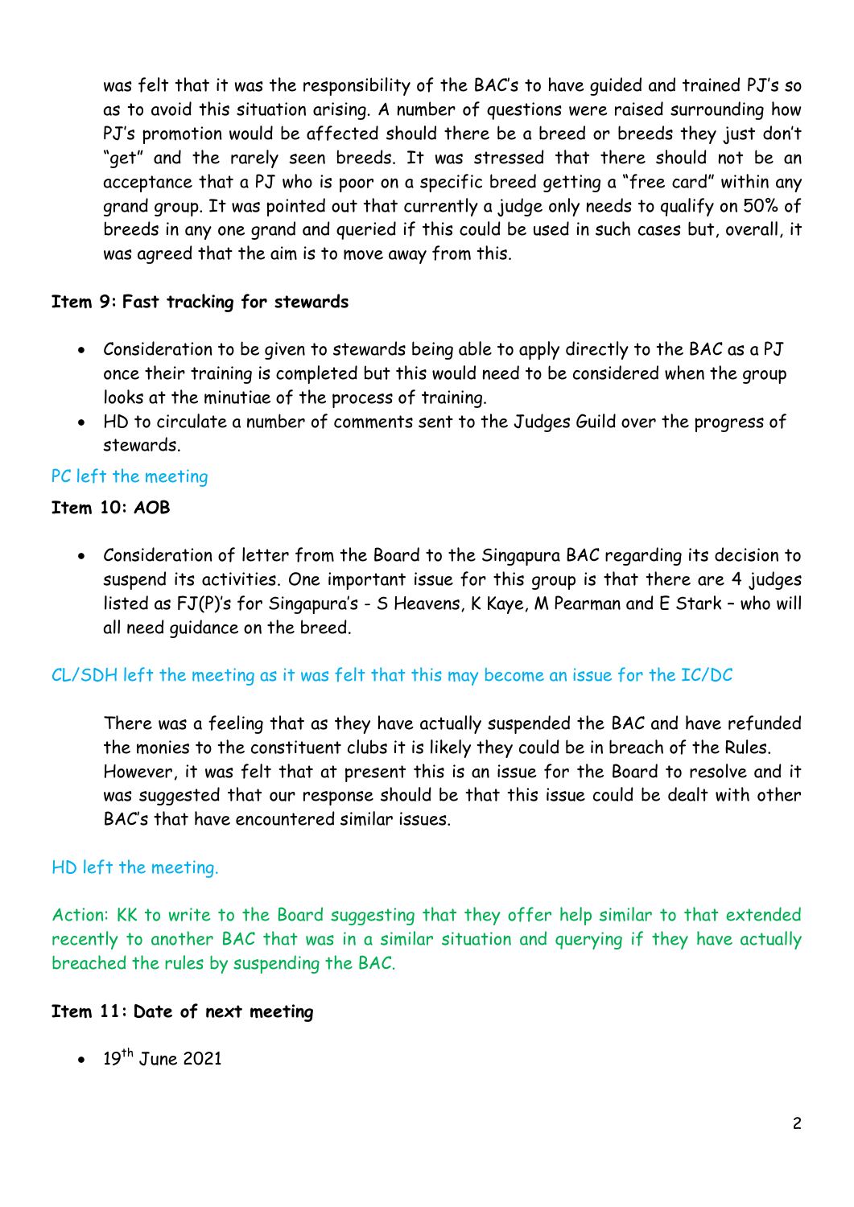was felt that it was the responsibility of the BAC's to have guided and trained PJ's so as to avoid this situation arising. A number of questions were raised surrounding how PJ's promotion would be affected should there be a breed or breeds they just don't "get" and the rarely seen breeds. It was stressed that there should not be an acceptance that a PJ who is poor on a specific breed getting a "free card" within any grand group. It was pointed out that currently a judge only needs to qualify on 50% of breeds in any one grand and queried if this could be used in such cases but, overall, it was agreed that the aim is to move away from this.

**Item 9: Fast tracking for stewards**

- Consideration to be given to stewards being able to apply directly to the BAC as a PJ once their training is completed but this would need to be considered when the group looks at the minutiae of the process of training.
- HD to circulate a number of comments sent to the Judges Guild over the progress of stewards.

PC left the meeting

**Item 10: AOB**

- Consideration of letter from the Board to the Singapura BAC regarding its decision to suspend its activities. One important issue for this group is that there are 4 judges listed as FJ(P)'s for Singapura's - S Heavens, K Kaye, M Pearman and E Stark – who will all need guidance on the breed.

CL/SDH left the meeting as it was felt that this may become an issue for the IC/DC

There was a feeling that as they have actually suspended the BAC and have refunded the monies to the constituent clubs it is likely they could be in breach of the Rules. However, it was felt that at present this is an issue for the Board to resolve and it was suggested that our response should be that this issue could be dealt with other BAC's that have encountered similar issues.

HD left the meeting.

Action: KK to write to the Board suggesting that they offer help similar to that extended recently to another BAC that was in a similar situation and querying if they have actually breached the rules by suspending the BAC.

**Item 11: Date of next meeting**

- 19th June 2021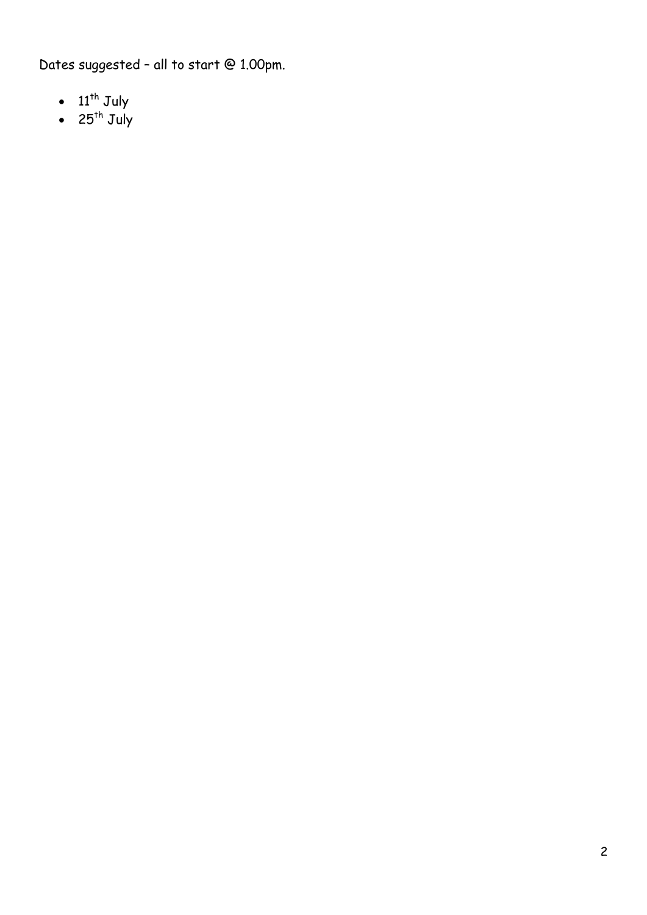Dates suggested – all to start @ 1.00pm.

- 11th July
- 25th July